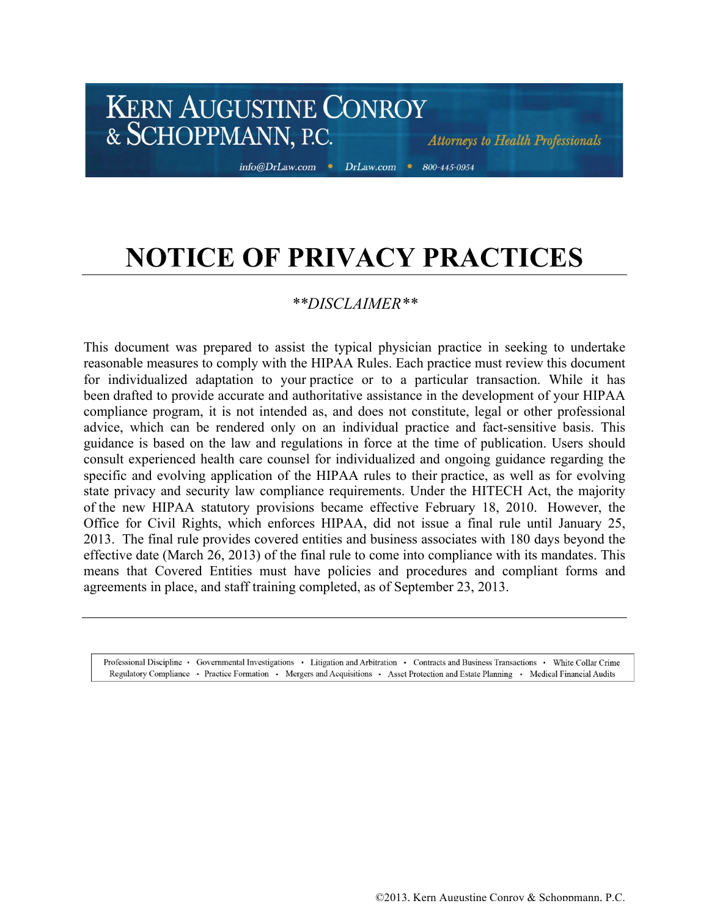KERN AUGUSTINE CONROY & SCHOPPMANN, P.C.

*Attorneys to Health Professionals*

*info@DrLaw.com • DrLaw.com • 800-445-0954*

# NOTICE OF PRIVACY PRACTICES

*\*\*DISCLAIMER\*\**

This document was prepared to assist the typical physician practice in seeking to undertake reasonable measures to comply with the HIPAA Rules. Each practice must review this document for individualized adaptation to your practice or to a particular transaction. While it has been drafted to provide accurate and authoritative assistance in the development of your HIPAA compliance program, it is not intended as, and does not constitute, legal or other professional advice, which can be rendered only on an individual practice and fact-sensitive basis. This guidance is based on the law and regulations in force at the time of publication. Users should consult experienced health care counsel for individualized and ongoing guidance regarding the specific and evolving application of the HIPAA rules to their practice, as well as for evolving state privacy and security law compliance requirements. Under the HITECH Act, the majority of the new HIPAA statutory provisions became effective February 18, 2010. However, the Office for Civil Rights, which enforces HIPAA, did not issue a final rule until January 25, 2013. The final rule provides covered entities and business associates with 180 days beyond the effective date (March 26, 2013) of the final rule to come into compliance with its mandates. This means that Covered Entities must have policies and procedures and compliant forms and agreements in place, and staff training completed, as of September 23, 2013.

---

Professional Discipline • Governmental Investigations • Litigation and Arbitration • Contracts and Business Transactions • White Collar Crime
Regulatory Compliance • Practice Formation • Mergers and Acquisitions • Asset Protection and Estate Planning • Medical Financial Audits

©2013. Kern Augustine Conroy & Schoppmann, P.C.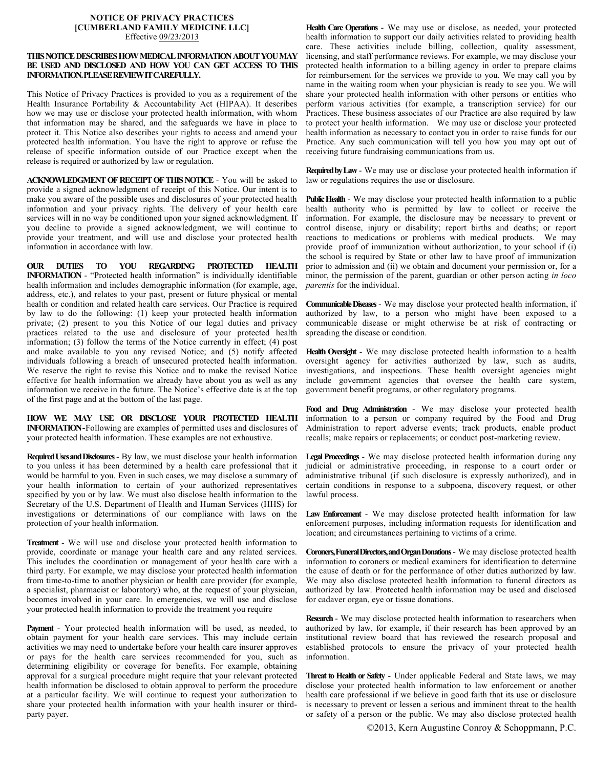**NOTICE OF PRIVACY PRACTICES**
**[CUMBERLAND FAMILY MEDICINE LLC]**
Effective 09/23/2013

**THIS NOTICE DESCRIBES HOW MEDICAL INFORMATION ABOUT YOU MAY BE USED AND DISCLOSED AND HOW YOU CAN GET ACCESS TO THIS INFORMATION. PLEASE REVIEW IT CAREFULLY.**

This Notice of Privacy Practices is provided to you as a requirement of the Health Insurance Portability & Accountability Act (HIPAA). It describes how we may use or disclose your protected health information, with whom that information may be shared, and the safeguards we have in place to protect it. This Notice also describes your rights to access and amend your protected health information. You have the right to approve or refuse the release of specific information outside of our Practice except when the release is required or authorized by law or regulation.

**ACKNOWLEDGMENT OF RECEIPT OF THIS NOTICE** - You will be asked to provide a signed acknowledgment of receipt of this Notice. Our intent is to make you aware of the possible uses and disclosures of your protected health information and your privacy rights. The delivery of your health care services will in no way be conditioned upon your signed acknowledgment. If you decline to provide a signed acknowledgment, we will continue to provide your treatment, and will use and disclose your protected health information in accordance with law.

**OUR DUTIES TO YOU REGARDING PROTECTED HEALTH INFORMATION** - "Protected health information" is individually identifiable health information and includes demographic information (for example, age, address, etc.), and relates to your past, present or future physical or mental health or condition and related health care services. Our Practice is required by law to do the following: (1) keep your protected health information private; (2) present to you this Notice of our legal duties and privacy practices related to the use and disclosure of your protected health information; (3) follow the terms of the Notice currently in effect; (4) post and make available to you any revised Notice; and (5) notify affected individuals following a breach of unsecured protected health information. We reserve the right to revise this Notice and to make the revised Notice effective for health information we already have about you as well as any information we receive in the future. The Notice's effective date is at the top of the first page and at the bottom of the last page.

**HOW WE MAY USE OR DISCLOSE YOUR PROTECTED HEALTH INFORMATION** - Following are examples of permitted uses and disclosures of your protected health information. These examples are not exhaustive.

**Required Uses and Disclosures** - By law, we must disclose your health information to you unless it has been determined by a health care professional that it would be harmful to you. Even in such cases, we may disclose a summary of your health information to certain of your authorized representatives specified by you or by law. We must also disclose health information to the Secretary of the U.S. Department of Health and Human Services (HHS) for investigations or determinations of our compliance with laws on the protection of your health information.

**Treatment** - We will use and disclose your protected health information to provide, coordinate or manage your health care and any related services. This includes the coordination or management of your health care with a third party. For example, we may disclose your protected health information from time-to-time to another physician or health care provider (for example, a specialist, pharmacist or laboratory) who, at the request of your physician, becomes involved in your care. In emergencies, we will use and disclose your protected health information to provide the treatment you require

**Payment** - Your protected health information will be used, as needed, to obtain payment for your health care services. This may include certain activities we may need to undertake before your health care insurer approves or pays for the health care services recommended for you, such as determining eligibility or coverage for benefits. For example, obtaining approval for a surgical procedure might require that your relevant protected health information be disclosed to obtain approval to perform the procedure at a particular facility. We will continue to request your authorization to share your protected health information with your health insurer or third-party payer.

**Health Care Operations** - We may use or disclose, as needed, your protected health information to support our daily activities related to providing health care. These activities include billing, collection, quality assessment, licensing, and staff performance reviews. For example, we may disclose your protected health information to a billing agency in order to prepare claims for reimbursement for the services we provide to you. We may call you by name in the waiting room when your physician is ready to see you. We will share your protected health information with other persons or entities who perform various activities (for example, a transcription service) for our Practices. These business associates of our Practice are also required by law to protect your health information. We may use or disclose your protected health information as necessary to contact you in order to raise funds for our Practice. Any such communication will tell you how you may opt out of receiving future fundraising communications from us.

**Required by Law** - We may use or disclose your protected health information if law or regulations requires the use or disclosure.

**Public Health** - We may disclose your protected health information to a public health authority who is permitted by law to collect or receive the information. For example, the disclosure may be necessary to prevent or control disease, injury or disability; report births and deaths; or report reactions to medications or problems with medical products. We may provide proof of immunization without authorization, to your school if (i) the school is required by State or other law to have proof of immunization prior to admission and (ii) we obtain and document your permission or, for a minor, the permission of the parent, guardian or other person acting *in loco parentis* for the individual.

**Communicable Diseases** - We may disclose your protected health information, if authorized by law, to a person who might have been exposed to a communicable disease or might otherwise be at risk of contracting or spreading the disease or condition.

**Health Oversight** - We may disclose protected health information to a health oversight agency for activities authorized by law, such as audits, investigations, and inspections. These health oversight agencies might include government agencies that oversee the health care system, government benefit programs, or other regulatory programs.

**Food and Drug Administration** - We may disclose your protected health information to a person or company required by the Food and Drug Administration to report adverse events; track products, enable product recalls; make repairs or replacements; or conduct post-marketing review.

**Legal Proceedings** - We may disclose protected health information during any judicial or administrative proceeding, in response to a court order or administrative tribunal (if such disclosure is expressly authorized), and in certain conditions in response to a subpoena, discovery request, or other lawful process.

**Law Enforcement** - We may disclose protected health information for law enforcement purposes, including information requests for identification and location; and circumstances pertaining to victims of a crime.

**Coroners, Funeral Directors, and Organ Donations** - We may disclose protected health information to coroners or medical examiners for identification to determine the cause of death or for the performance of other duties authorized by law. We may also disclose protected health information to funeral directors as authorized by law. Protected health information may be used and disclosed for cadaver organ, eye or tissue donations.

**Research** - We may disclose protected health information to researchers when authorized by law, for example, if their research has been approved by an institutional review board that has reviewed the research proposal and established protocols to ensure the privacy of your protected health information.

**Threat to Health or Safety** - Under applicable Federal and State laws, we may disclose your protected health information to law enforcement or another health care professional if we believe in good faith that its use or disclosure is necessary to prevent or lessen a serious and imminent threat to the health or safety of a person or the public. We may also disclose protected health

©2013, Kern Augustine Conroy & Schoppmann, P.C.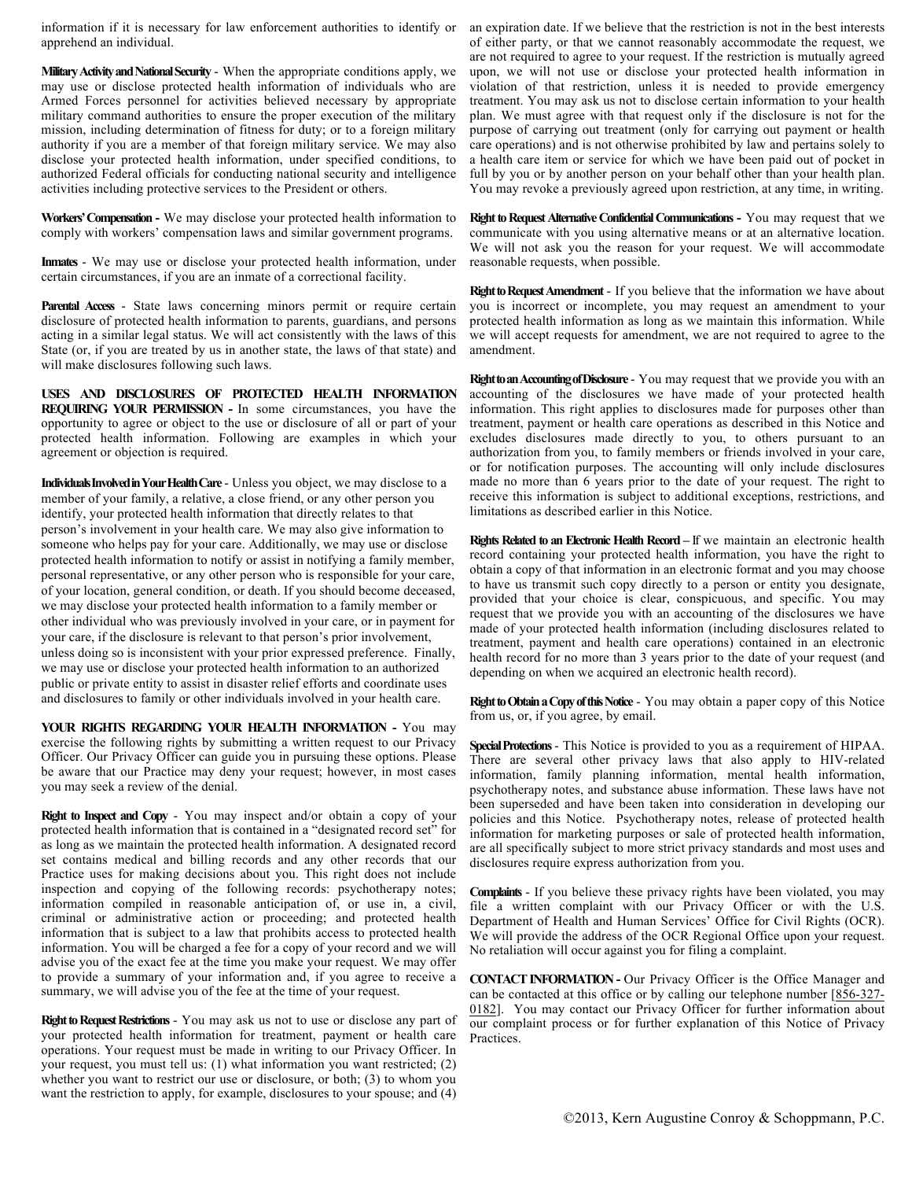information if it is necessary for law enforcement authorities to identify or apprehend an individual.

**Military Activity and National Security** - When the appropriate conditions apply, we may use or disclose protected health information of individuals who are Armed Forces personnel for activities believed necessary by appropriate military command authorities to ensure the proper execution of the military mission, including determination of fitness for duty; or to a foreign military authority if you are a member of that foreign military service. We may also disclose your protected health information, under specified conditions, to authorized Federal officials for conducting national security and intelligence activities including protective services to the President or others.

**Workers' Compensation -** We may disclose your protected health information to comply with workers' compensation laws and similar government programs.

**Inmates** - We may use or disclose your protected health information, under certain circumstances, if you are an inmate of a correctional facility.

**Parental Access** - State laws concerning minors permit or require certain disclosure of protected health information to parents, guardians, and persons acting in a similar legal status. We will act consistently with the laws of this State (or, if you are treated by us in another state, the laws of that state) and will make disclosures following such laws.

**USES AND DISCLOSURES OF PROTECTED HEALTH INFORMATION REQUIRING YOUR PERMISSION -** In some circumstances, you have the opportunity to agree or object to the use or disclosure of all or part of your protected health information. Following are examples in which your agreement or objection is required.

**Individuals Involved in Your Health Care** - Unless you object, we may disclose to a member of your family, a relative, a close friend, or any other person you identify, your protected health information that directly relates to that person's involvement in your health care. We may also give information to someone who helps pay for your care. Additionally, we may use or disclose protected health information to notify or assist in notifying a family member, personal representative, or any other person who is responsible for your care, of your location, general condition, or death. If you should become deceased, we may disclose your protected health information to a family member or other individual who was previously involved in your care, or in payment for your care, if the disclosure is relevant to that person's prior involvement, unless doing so is inconsistent with your prior expressed preference. Finally, we may use or disclose your protected health information to an authorized public or private entity to assist in disaster relief efforts and coordinate uses and disclosures to family or other individuals involved in your health care.

**YOUR RIGHTS REGARDING YOUR HEALTH INFORMATION -** You may exercise the following rights by submitting a written request to our Privacy Officer. Our Privacy Officer can guide you in pursuing these options. Please be aware that our Practice may deny your request; however, in most cases you may seek a review of the denial.

**Right to Inspect and Copy** - You may inspect and/or obtain a copy of your protected health information that is contained in a "designated record set" for as long as we maintain the protected health information. A designated record set contains medical and billing records and any other records that our Practice uses for making decisions about you. This right does not include inspection and copying of the following records: psychotherapy notes; information compiled in reasonable anticipation of, or use in, a civil, criminal or administrative action or proceeding; and protected health information that is subject to a law that prohibits access to protected health information. You will be charged a fee for a copy of your record and we will advise you of the exact fee at the time you make your request. We may offer to provide a summary of your information and, if you agree to receive a summary, we will advise you of the fee at the time of your request.

**Right to Request Restrictions** - You may ask us not to use or disclose any part of your protected health information for treatment, payment or health care operations. Your request must be made in writing to our Privacy Officer. In your request, you must tell us: (1) what information you want restricted; (2) whether you want to restrict our use or disclosure, or both; (3) to whom you want the restriction to apply, for example, disclosures to your spouse; and (4) an expiration date. If we believe that the restriction is not in the best interests of either party, or that we cannot reasonably accommodate the request, we are not required to agree to your request. If the restriction is mutually agreed upon, we will not use or disclose your protected health information in violation of that restriction, unless it is needed to provide emergency treatment. You may ask us not to disclose certain information to your health plan. We must agree with that request only if the disclosure is not for the purpose of carrying out treatment (only for carrying out payment or health care operations) and is not otherwise prohibited by law and pertains solely to a health care item or service for which we have been paid out of pocket in full by you or by another person on your behalf other than your health plan. You may revoke a previously agreed upon restriction, at any time, in writing.

**Right to Request Alternative Confidential Communications -** You may request that we communicate with you using alternative means or at an alternative location. We will not ask you the reason for your request. We will accommodate reasonable requests, when possible.

**Right to Request Amendment** - If you believe that the information we have about you is incorrect or incomplete, you may request an amendment to your protected health information as long as we maintain this information. While we will accept requests for amendment, we are not required to agree to the amendment.

**Right to an Accounting of Disclosure** - You may request that we provide you with an accounting of the disclosures we have made of your protected health information. This right applies to disclosures made for purposes other than treatment, payment or health care operations as described in this Notice and excludes disclosures made directly to you, to others pursuant to an authorization from you, to family members or friends involved in your care, or for notification purposes. The accounting will only include disclosures made no more than 6 years prior to the date of your request. The right to receive this information is subject to additional exceptions, restrictions, and limitations as described earlier in this Notice.

**Rights Related to an Electronic Health Record –** If we maintain an electronic health record containing your protected health information, you have the right to obtain a copy of that information in an electronic format and you may choose to have us transmit such copy directly to a person or entity you designate, provided that your choice is clear, conspicuous, and specific. You may request that we provide you with an accounting of the disclosures we have made of your protected health information (including disclosures related to treatment, payment and health care operations) contained in an electronic health record for no more than 3 years prior to the date of your request (and depending on when we acquired an electronic health record).

**Right to Obtain a Copy of this Notice** - You may obtain a paper copy of this Notice from us, or, if you agree, by email.

**Special Protections** - This Notice is provided to you as a requirement of HIPAA. There are several other privacy laws that also apply to HIV-related information, family planning information, mental health information, psychotherapy notes, and substance abuse information. These laws have not been superseded and have been taken into consideration in developing our policies and this Notice. Psychotherapy notes, release of protected health information for marketing purposes or sale of protected health information, are all specifically subject to more strict privacy standards and most uses and disclosures require express authorization from you.

**Complaints** - If you believe these privacy rights have been violated, you may file a written complaint with our Privacy Officer or with the U.S. Department of Health and Human Services' Office for Civil Rights (OCR). We will provide the address of the OCR Regional Office upon your request. No retaliation will occur against you for filing a complaint.

**CONTACT INFORMATION -** Our Privacy Officer is the Office Manager and can be contacted at this office or by calling our telephone number [856-327-0182]. You may contact our Privacy Officer for further information about our complaint process or for further explanation of this Notice of Privacy Practices.

©2013, Kern Augustine Conroy & Schoppmann, P.C.